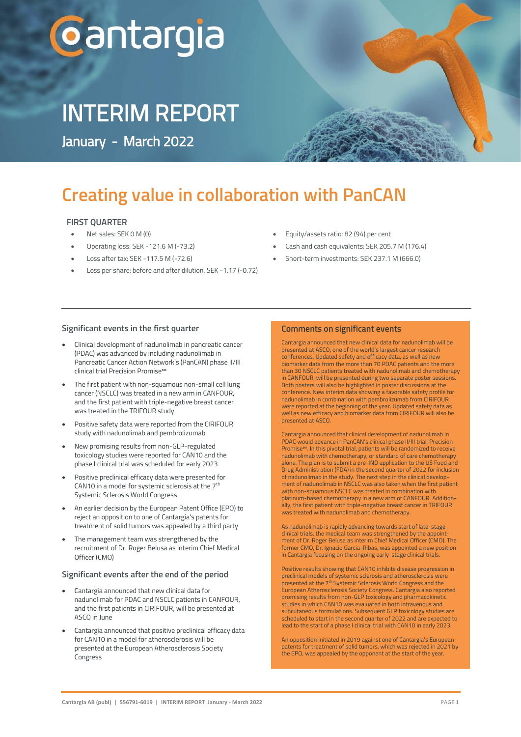# cantargia

# INTERIM REPORT

## January - March 2022

# Creating value in collaboration with PanCAN

### FIRST QUARTER

- Net sales: SEK 0 M (0)
- Operating loss: SEK -121.6 M (-73.2)
- Loss after tax: SEK -117.5 M (-72.6)
- Loss per share: before and after dilution, SEK -1.17 (-0.72)
- Equity/assets ratio: 82 (94) per cent
- Cash and cash equivalents: SEK 205.7 M (176.4)
- Short-term investments: SEK 237.1 M (666.0)

### Significant events in the first quarter

- Clinical development of nadunolimab in pancreatic cancer (PDAC) was advanced by including nadunolimab in Pancreatic Cancer Action Network's (PanCAN) phase II/III clinical trial Precision Promise℠
- The first patient with non-squamous non-small cell lung cancer (NSCLC) was treated in a new arm in CANFOUR, and the first patient with triple-negative breast cancer was treated in the TRIFOUR study
- Positive safety data were reported from the CIRIFOUR study with nadunolimab and pembrolizumab
- New promising results from non-GLP-regulated toxicology studies were reported for CAN10 and the phase I clinical trial was scheduled for early 2023
- Positive preclinical efficacy data were presented for CAN10 in a model for systemic sclerosis at the 7th Systemic Sclerosis World Congress
- An earlier decision by the European Patent Office (EPO) to reject an opposition to one of Cantargia's patents for treatment of solid tumors was appealed by a third party
- The management team was strengthened by the recruitment of Dr. Roger Belusa as Interim Chief Medical Officer (CMO)

### Significant events after the end of the period

- Cantargia announced that new clinical data for nadunolimab for PDAC and NSCLC patients in CANFOUR, and the first patients in CIRIFOUR, will be presented at ASCO in June
- Cantargia announced that positive preclinical efficacy data for CAN10 in a model for atherosclerosis will be presented at the European Atherosclerosis Society Congress

### Comments on significant events

Cantargia announced that new clinical data for nadunolimab will be presented at ASCO, one of the world's largest cancer research conferences. Updated safety and efficacy data, as well as new biomarker data from the more than 70 PDAC patients and the more than 30 NSCLC patients treated with nadunolimab and chemotherapy in CANFOUR, will be presented during two separate poster sessions. Both posters will also be highlighted in poster discussions at the conference. New interim data showing a favorable safety profile for nadunolimab in combination with pembrolizumab from CIRIFOUR were reported at the beginning of the year. Updated safety data as well as new efficacy and biomarker data from CIRIFOUR will also be presented at ASCO.

Cantargia announced that clinical development of nadunolimab in PDAC would advance in PanCAN's clinical phase II/III trial, Precision Promise℠. In this pivotal trial, patients will be randomized to receive nadunolimab with chemotherapy, or standard of care chemotherapy alone. The plan is to submit a pre-IND application to the US Food and Drug Administration (FDA) in the second quarter of 2022 for inclusion of nadunolimab in the study. The next step in the clinical development of nadunolimab in NSCLC was also taken when the first patient with non-squamous NSCLC was treated in combination with platinum-based chemotherapy in a new arm of CANFOUR. Additionally, the first patient with triple-negative breast cancer in TRIFOUR was treated with nadunolimab and chemotherapy.

As nadunolimab is rapidly advancing towards start of late-stage clinical trials, the medical team was strengthened by the appointment of Dr. Roger Belusa as interim Chief Medical Officer (CMO). The former CMO, Dr. Ignacio Garcia-Ribas, was appointed a new position in Cantargia focusing on the ongoing early-stage clinical trials.

Positive results showing that CAN10 inhibits disease progression in preclinical models of systemic sclerosis and atherosclerosis were presented at the 7th Systemic Sclerosis World Congress and the European Atherosclerosis Society Congress. Cantargia also reported promising results from non-GLP toxicology and pharmacokinetic studies in which CAN10 was evaluated in both intravenous and subcutaneous formulations. Subsequent GLP toxicology studies are scheduled to start in the second quarter of 2022 and are expected to lead to the start of a phase I clinical trial with CAN10 in early 2023.

An opposition initiated in 2019 against one of Cantargia's European patents for treatment of solid tumors, which was rejected in 2021 by the EPO, was appealed by the opponent at the start of the year.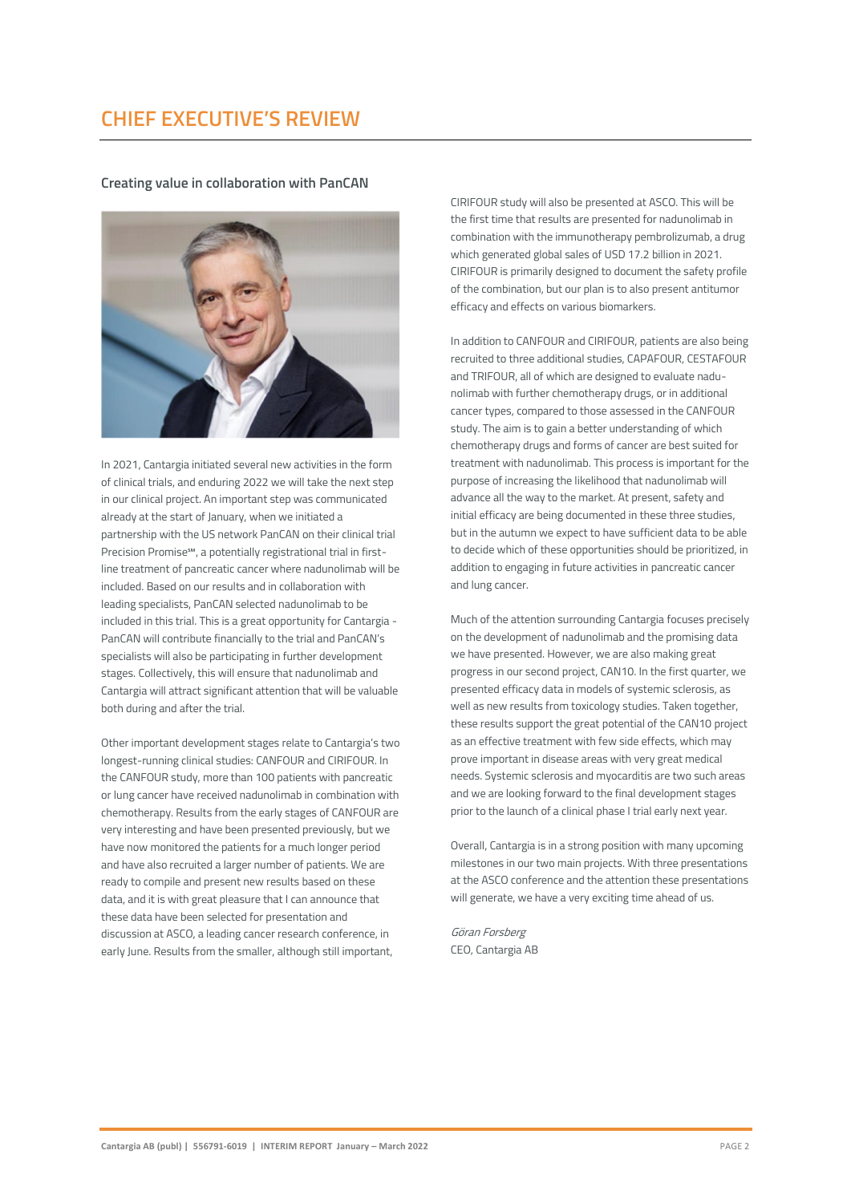# CHIEF EXECUTIVE'S REVIEW

### Creating value in collaboration with PanCAN

In 2021, Cantargia initiated several new activities in the form of clinical trials, and enduring 2022 we will take the next step in our clinical project. An important step was communicated already at the start of January, when we initiated a partnership with the US network PanCAN on their clinical trial Precision Promise℠, a potentially registrational trial in first-line treatment of pancreatic cancer where nadunolimab will be included. Based on our results and in collaboration with leading specialists, PanCAN selected nadunolimab to be included in this trial. This is a great opportunity for Cantargia - PanCAN will contribute financially to the trial and PanCAN's specialists will also be participating in further development stages. Collectively, this will ensure that nadunolimab and Cantargia will attract significant attention that will be valuable both during and after the trial.

Other important development stages relate to Cantargia's two longest-running clinical studies: CANFOUR and CIRIFOUR. In the CANFOUR study, more than 100 patients with pancreatic or lung cancer have received nadunolimab in combination with chemotherapy. Results from the early stages of CANFOUR are very interesting and have been presented previously, but we have now monitored the patients for a much longer period and have also recruited a larger number of patients. We are ready to compile and present new results based on these data, and it is with great pleasure that I can announce that these data have been selected for presentation and discussion at ASCO, a leading cancer research conference, in early June. Results from the smaller, although still important, CIRIFOUR study will also be presented at ASCO. This will be the first time that results are presented for nadunolimab in combination with the immunotherapy pembrolizumab, a drug which generated global sales of USD 17.2 billion in 2021. CIRIFOUR is primarily designed to document the safety profile of the combination, but our plan is to also present antitumor efficacy and effects on various biomarkers.

In addition to CANFOUR and CIRIFOUR, patients are also being recruited to three additional studies, CAPAFOUR, CESTAFOUR and TRIFOUR, all of which are designed to evaluate nadunolimab with further chemotherapy drugs, or in additional cancer types, compared to those assessed in the CANFOUR study. The aim is to gain a better understanding of which chemotherapy drugs and forms of cancer are best suited for treatment with nadunolimab. This process is important for the purpose of increasing the likelihood that nadunolimab will advance all the way to the market. At present, safety and initial efficacy are being documented in these three studies, but in the autumn we expect to have sufficient data to be able to decide which of these opportunities should be prioritized, in addition to engaging in future activities in pancreatic cancer and lung cancer.

Much of the attention surrounding Cantargia focuses precisely on the development of nadunolimab and the promising data we have presented. However, we are also making great progress in our second project, CAN10. In the first quarter, we presented efficacy data in models of systemic sclerosis, as well as new results from toxicology studies. Taken together, these results support the great potential of the CAN10 project as an effective treatment with few side effects, which may prove important in disease areas with very great medical needs. Systemic sclerosis and myocarditis are two such areas and we are looking forward to the final development stages prior to the launch of a clinical phase I trial early next year.

Overall, Cantargia is in a strong position with many upcoming milestones in our two main projects. With three presentations at the ASCO conference and the attention these presentations will generate, we have a very exciting time ahead of us.

*Göran Forsberg*
CEO, Cantargia AB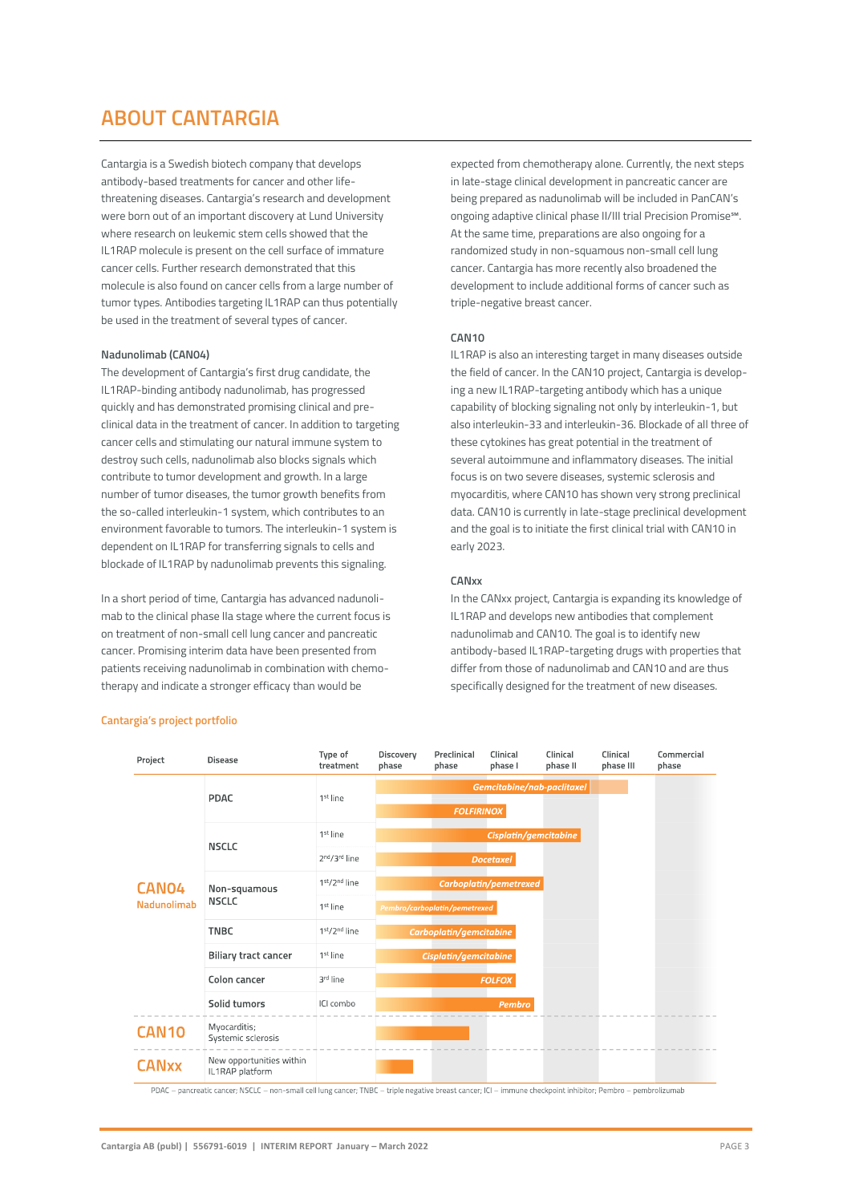# ABOUT CANTARGIA

Cantargia is a Swedish biotech company that develops antibody-based treatments for cancer and other life-threatening diseases. Cantargia's research and development were born out of an important discovery at Lund University where research on leukemic stem cells showed that the IL1RAP molecule is present on the cell surface of immature cancer cells. Further research demonstrated that this molecule is also found on cancer cells from a large number of tumor types. Antibodies targeting IL1RAP can thus potentially be used in the treatment of several types of cancer.

**Nadunolimab (CAN04)**

The development of Cantargia's first drug candidate, the IL1RAP-binding antibody nadunolimab, has progressed quickly and has demonstrated promising clinical and pre-clinical data in the treatment of cancer. In addition to targeting cancer cells and stimulating our natural immune system to destroy such cells, nadunolimab also blocks signals which contribute to tumor development and growth. In a large number of tumor diseases, the tumor growth benefits from the so-called interleukin-1 system, which contributes to an environment favorable to tumors. The interleukin-1 system is dependent on IL1RAP for transferring signals to cells and blockade of IL1RAP by nadunolimab prevents this signaling.

In a short period of time, Cantargia has advanced nadunolimab to the clinical phase IIa stage where the current focus is on treatment of non-small cell lung cancer and pancreatic cancer. Promising interim data have been presented from patients receiving nadunolimab in combination with chemotherapy and indicate a stronger efficacy than would be expected from chemotherapy alone. Currently, the next steps in late-stage clinical development in pancreatic cancer are being prepared as nadunolimab will be included in PanCAN's ongoing adaptive clinical phase II/III trial Precision Promise℠. At the same time, preparations are also ongoing for a randomized study in non-squamous non-small cell lung cancer. Cantargia has more recently also broadened the development to include additional forms of cancer such as triple-negative breast cancer.

**CAN10**

IL1RAP is also an interesting target in many diseases outside the field of cancer. In the CAN10 project, Cantargia is developing a new IL1RAP-targeting antibody which has a unique capability of blocking signaling not only by interleukin-1, but also interleukin-33 and interleukin-36. Blockade of all three of these cytokines has great potential in the treatment of several autoimmune and inflammatory diseases. The initial focus is on two severe diseases, systemic sclerosis and myocarditis, where CAN10 has shown very strong preclinical data. CAN10 is currently in late-stage preclinical development and the goal is to initiate the first clinical trial with CAN10 in early 2023.

**CANxx**

In the CANxx project, Cantargia is expanding its knowledge of IL1RAP and develops new antibodies that complement nadunolimab and CAN10. The goal is to identify new antibody-based IL1RAP-targeting drugs with properties that differ from those of nadunolimab and CAN10 and are thus specifically designed for the treatment of new diseases.

**Cantargia's project portfolio**

| Project | Disease | Type of treatment | Combination | Furthest phase reached |
|---|---|---|---|---|
| CAN04 Nadunolimab | PDAC | 1st line | Gemcitabine/nab-paclitaxel | Clinical phase II (planned phase III) |
| | | | FOLFIRINOX | Clinical phase I |
| | NSCLC | 1st line | Cisplatin/gemcitabine | Clinical phase II |
| | | 2nd/3rd line | Docetaxel | Clinical phase I |
| | Non-squamous NSCLC | 1st/2nd line | Carboplatin/pemetrexed | Clinical phase I |
| | | 1st line | Pembro/carboplatin/pemetrexed | Clinical phase I |
| | TNBC | 1st/2nd line | Carboplatin/gemcitabine | Clinical phase I |
| | Biliary tract cancer | 1st line | Cisplatin/gemcitabine | Clinical phase I |
| | Colon cancer | 3rd line | FOLFOX | Clinical phase I |
| | Solid tumors | ICI combo | Pembro | Clinical phase I |
| CAN10 | Myocarditis; Systemic sclerosis | | | Preclinical phase |
| CANxx | New opportunities within IL1RAP platform | | | Discovery phase |

PDAC – pancreatic cancer; NSCLC – non-small cell lung cancer; TNBC – triple negative breast cancer; ICI – immune checkpoint inhibitor; Pembro – pembrolizumab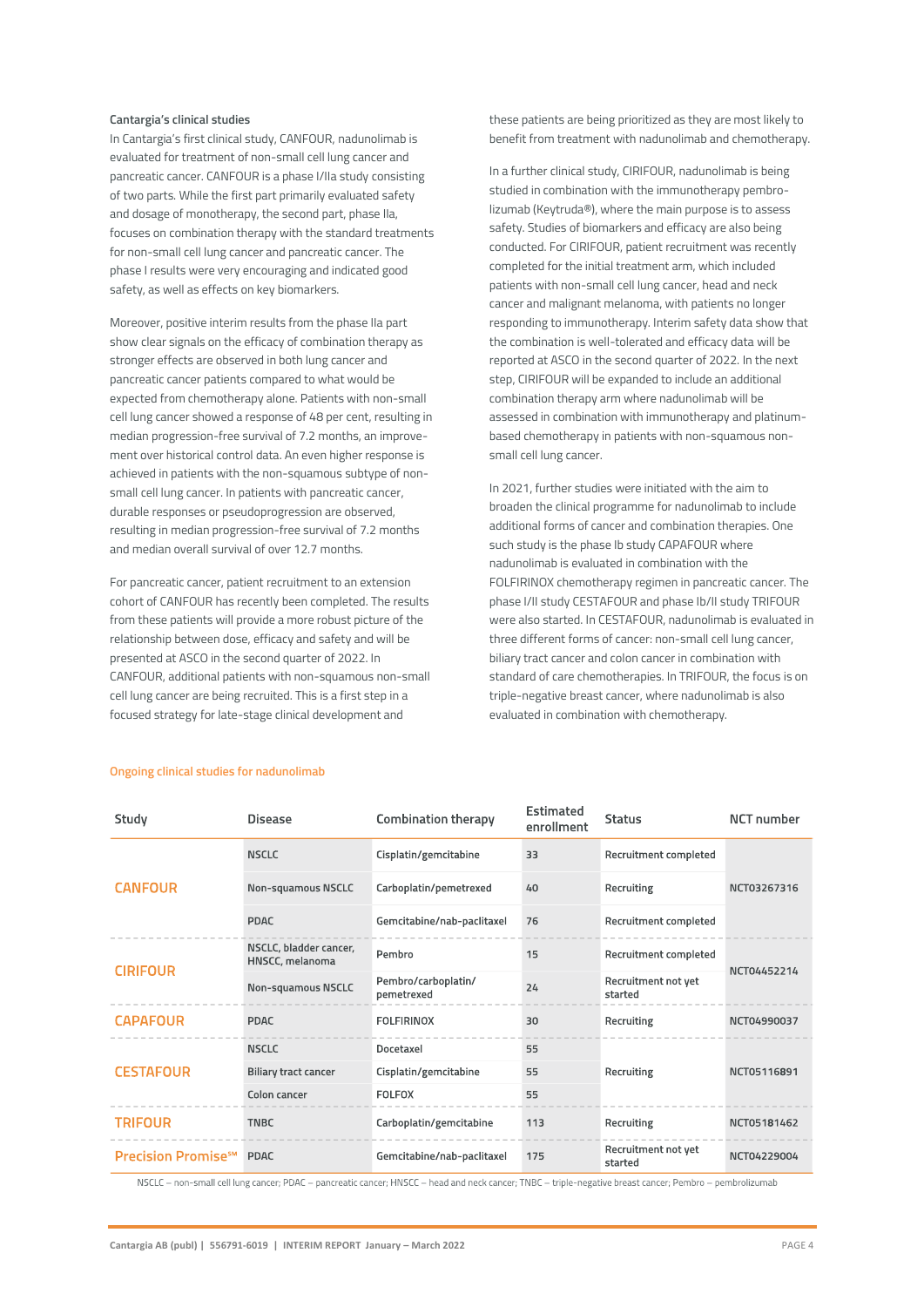**Cantargia's clinical studies**

In Cantargia's first clinical study, CANFOUR, nadunolimab is evaluated for treatment of non-small cell lung cancer and pancreatic cancer. CANFOUR is a phase I/IIa study consisting of two parts. While the first part primarily evaluated safety and dosage of monotherapy, the second part, phase IIa, focuses on combination therapy with the standard treatments for non-small cell lung cancer and pancreatic cancer. The phase I results were very encouraging and indicated good safety, as well as effects on key biomarkers.

Moreover, positive interim results from the phase IIa part show clear signals on the efficacy of combination therapy as stronger effects are observed in both lung cancer and pancreatic cancer patients compared to what would be expected from chemotherapy alone. Patients with non-small cell lung cancer showed a response of 48 per cent, resulting in median progression-free survival of 7.2 months, an improvement over historical control data. An even higher response is achieved in patients with the non-squamous subtype of non-small cell lung cancer. In patients with pancreatic cancer, durable responses or pseudoprogression are observed, resulting in median progression-free survival of 7.2 months and median overall survival of over 12.7 months.

For pancreatic cancer, patient recruitment to an extension cohort of CANFOUR has recently been completed. The results from these patients will provide a more robust picture of the relationship between dose, efficacy and safety and will be presented at ASCO in the second quarter of 2022. In CANFOUR, additional patients with non-squamous non-small cell lung cancer are being recruited. This is a first step in a focused strategy for late-stage clinical development and these patients are being prioritized as they are most likely to benefit from treatment with nadunolimab and chemotherapy.

In a further clinical study, CIRIFOUR, nadunolimab is being studied in combination with the immunotherapy pembrolizumab (Keytruda®), where the main purpose is to assess safety. Studies of biomarkers and efficacy are also being conducted. For CIRIFOUR, patient recruitment was recently completed for the initial treatment arm, which included patients with non-small cell lung cancer, head and neck cancer and malignant melanoma, with patients no longer responding to immunotherapy. Interim safety data show that the combination is well-tolerated and efficacy data will be reported at ASCO in the second quarter of 2022. In the next step, CIRIFOUR will be expanded to include an additional combination therapy arm where nadunolimab will be assessed in combination with immunotherapy and platinum-based chemotherapy in patients with non-squamous non-small cell lung cancer.

In 2021, further studies were initiated with the aim to broaden the clinical programme for nadunolimab to include additional forms of cancer and combination therapies. One such study is the phase Ib study CAPAFOUR where nadunolimab is evaluated in combination with the FOLFIRINOX chemotherapy regimen in pancreatic cancer. The phase I/II study CESTAFOUR and phase Ib/II study TRIFOUR were also started. In CESTAFOUR, nadunolimab is evaluated in three different forms of cancer: non-small cell lung cancer, biliary tract cancer and colon cancer in combination with standard of care chemotherapies. In TRIFOUR, the focus is on triple-negative breast cancer, where nadunolimab is also evaluated in combination with chemotherapy.

**Ongoing clinical studies for nadunolimab**

| Study | Disease | Combination therapy | Estimated enrollment | Status | NCT number |
|---|---|---|---|---|---|
| CANFOUR | NSCLC | Cisplatin/gemcitabine | 33 | Recruitment completed | NCT03267316 |
| | Non-squamous NSCLC | Carboplatin/pemetrexed | 40 | Recruiting | |
| | PDAC | Gemcitabine/nab-paclitaxel | 76 | Recruitment completed | |
| CIRIFOUR | NSCLC, bladder cancer, HNSCC, melanoma | Pembro | 15 | Recruitment completed | NCT04452214 |
| | Non-squamous NSCLC | Pembro/carboplatin/pemetrexed | 24 | Recruitment not yet started | |
| CAPAFOUR | PDAC | FOLFIRINOX | 30 | Recruiting | NCT04990037 |
| CESTAFOUR | NSCLC | Docetaxel | 55 | Recruiting | NCT05116891 |
| | Biliary tract cancer | Cisplatin/gemcitabine | 55 | | |
| | Colon cancer | FOLFOX | 55 | | |
| TRIFOUR | TNBC | Carboplatin/gemcitabine | 113 | Recruiting | NCT05181462 |
| Precision Promise℠ | PDAC | Gemcitabine/nab-paclitaxel | 175 | Recruitment not yet started | NCT04229004 |

NSCLC – non-small cell lung cancer; PDAC – pancreatic cancer; HNSCC – head and neck cancer; TNBC – triple-negative breast cancer; Pembro – pembrolizumab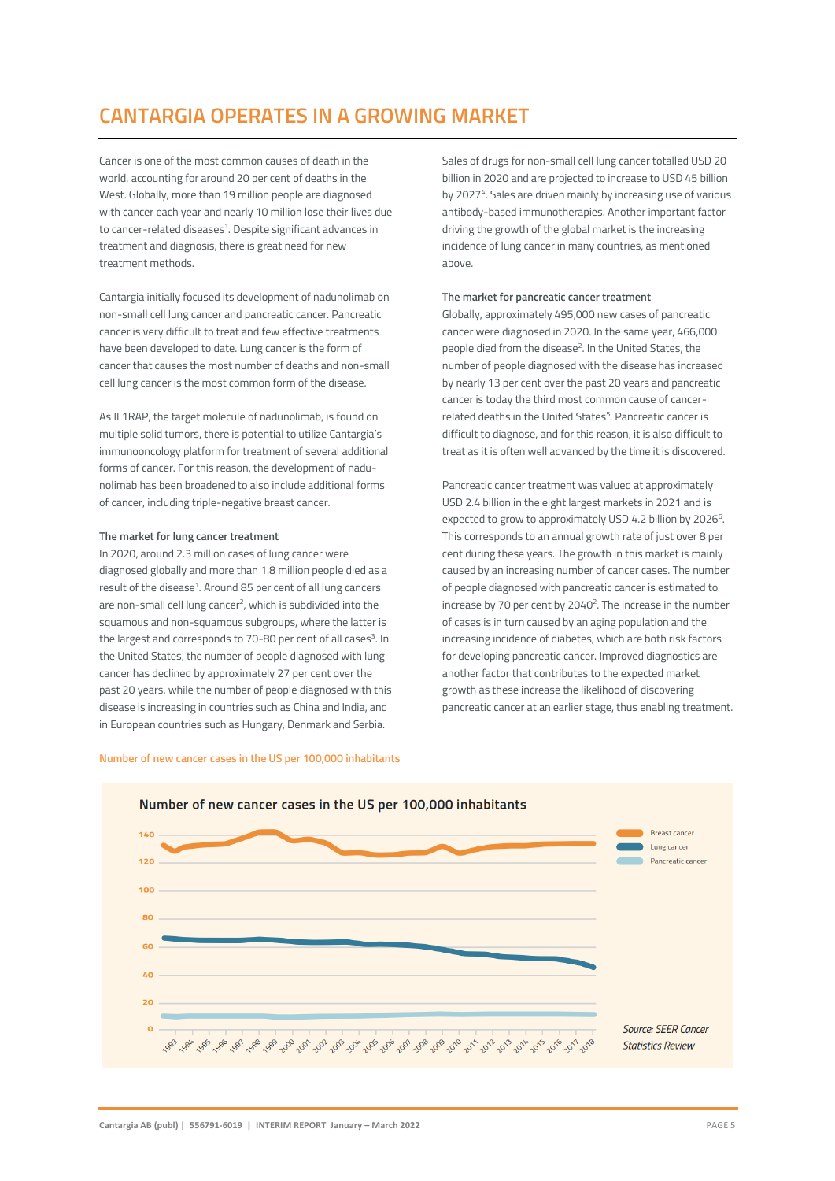# CANTARGIA OPERATES IN A GROWING MARKET

Cancer is one of the most common causes of death in the world, accounting for around 20 per cent of deaths in the West. Globally, more than 19 million people are diagnosed with cancer each year and nearly 10 million lose their lives due to cancer-related diseases[1]. Despite significant advances in treatment and diagnosis, there is great need for new treatment methods.

Cantargia initially focused its development of nadunolimab on non-small cell lung cancer and pancreatic cancer. Pancreatic cancer is very difficult to treat and few effective treatments have been developed to date. Lung cancer is the form of cancer that causes the most number of deaths and non-small cell lung cancer is the most common form of the disease.

As IL1RAP, the target molecule of nadunolimab, is found on multiple solid tumors, there is potential to utilize Cantargia's immunooncology platform for treatment of several additional forms of cancer. For this reason, the development of nadunolimab has been broadened to also include additional forms of cancer, including triple-negative breast cancer.

### The market for lung cancer treatment

In 2020, around 2.3 million cases of lung cancer were diagnosed globally and more than 1.8 million people died as a result of the disease[1]. Around 85 per cent of all lung cancers are non-small cell lung cancer[2], which is subdivided into the squamous and non-squamous subgroups, where the latter is the largest and corresponds to 70-80 per cent of all cases[3]. In the United States, the number of people diagnosed with lung cancer has declined by approximately 27 per cent over the past 20 years, while the number of people diagnosed with this disease is increasing in countries such as China and India, and in European countries such as Hungary, Denmark and Serbia.

Sales of drugs for non-small cell lung cancer totalled USD 20 billion in 2020 and are projected to increase to USD 45 billion by 2027[4]. Sales are driven mainly by increasing use of various antibody-based immunotherapies. Another important factor driving the growth of the global market is the increasing incidence of lung cancer in many countries, as mentioned above.

### The market for pancreatic cancer treatment

Globally, approximately 495,000 new cases of pancreatic cancer were diagnosed in 2020. In the same year, 466,000 people died from the disease[2]. In the United States, the number of people diagnosed with the disease has increased by nearly 13 per cent over the past 20 years and pancreatic cancer is today the third most common cause of cancer-related deaths in the United States[5]. Pancreatic cancer is difficult to diagnose, and for this reason, it is also difficult to treat as it is often well advanced by the time it is discovered.

Pancreatic cancer treatment was valued at approximately USD 2.4 billion in the eight largest markets in 2021 and is expected to grow to approximately USD 4.2 billion by 2026[6]. This corresponds to an annual growth rate of just over 8 per cent during these years. The growth in this market is mainly caused by an increasing number of cancer cases. The number of people diagnosed with pancreatic cancer is estimated to increase by 70 per cent by 2040[2]. The increase in the number of cases is in turn caused by an aging population and the increasing incidence of diabetes, which are both risk factors for developing pancreatic cancer. Improved diagnostics are another factor that contributes to the expected market growth as these increase the likelihood of discovering pancreatic cancer at an earlier stage, thus enabling treatment.

Number of new cancer cases in the US per 100,000 inhabitants

*Source: SEER Cancer Statistics Review*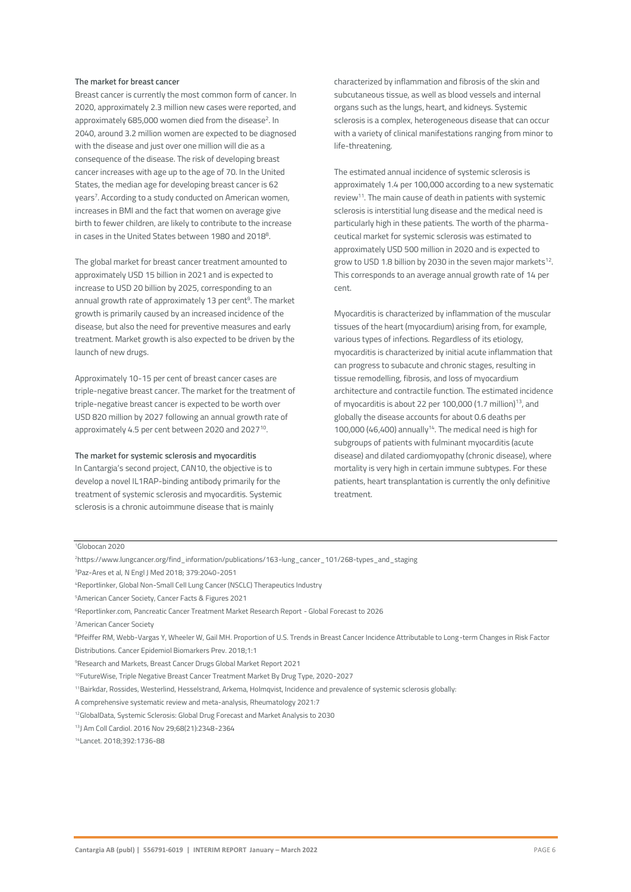**The market for breast cancer**

Breast cancer is currently the most common form of cancer. In 2020, approximately 2.3 million new cases were reported, and approximately 685,000 women died from the disease[2]. In 2040, around 3.2 million women are expected to be diagnosed with the disease and just over one million will die as a consequence of the disease. The risk of developing breast cancer increases with age up to the age of 70. In the United States, the median age for developing breast cancer is 62 years[7]. According to a study conducted on American women, increases in BMI and the fact that women on average give birth to fewer children, are likely to contribute to the increase in cases in the United States between 1980 and 2018[8].

The global market for breast cancer treatment amounted to approximately USD 15 billion in 2021 and is expected to increase to USD 20 billion by 2025, corresponding to an annual growth rate of approximately 13 per cent[9]. The market growth is primarily caused by an increased incidence of the disease, but also the need for preventive measures and early treatment. Market growth is also expected to be driven by the launch of new drugs.

Approximately 10-15 per cent of breast cancer cases are triple-negative breast cancer. The market for the treatment of triple-negative breast cancer is expected to be worth over USD 820 million by 2027 following an annual growth rate of approximately 4.5 per cent between 2020 and 2027[10].

**The market for systemic sclerosis and myocarditis**

In Cantargia's second project, CAN10, the objective is to develop a novel IL1RAP-binding antibody primarily for the treatment of systemic sclerosis and myocarditis. Systemic sclerosis is a chronic autoimmune disease that is mainly characterized by inflammation and fibrosis of the skin and subcutaneous tissue, as well as blood vessels and internal organs such as the lungs, heart, and kidneys. Systemic sclerosis is a complex, heterogeneous disease that can occur with a variety of clinical manifestations ranging from minor to life-threatening.

The estimated annual incidence of systemic sclerosis is approximately 1.4 per 100,000 according to a new systematic review[11]. The main cause of death in patients with systemic sclerosis is interstitial lung disease and the medical need is particularly high in these patients. The worth of the pharmaceutical market for systemic sclerosis was estimated to approximately USD 500 million in 2020 and is expected to grow to USD 1.8 billion by 2030 in the seven major markets[12]. This corresponds to an average annual growth rate of 14 per cent.

Myocarditis is characterized by inflammation of the muscular tissues of the heart (myocardium) arising from, for example, various types of infections. Regardless of its etiology, myocarditis is characterized by initial acute inflammation that can progress to subacute and chronic stages, resulting in tissue remodelling, fibrosis, and loss of myocardium architecture and contractile function. The estimated incidence of myocarditis is about 22 per 100,000 (1.7 million)[13], and globally the disease accounts for about 0.6 deaths per 100,000 (46,400) annually[14]. The medical need is high for subgroups of patients with fulminant myocarditis (acute disease) and dilated cardiomyopathy (chronic disease), where mortality is very high in certain immune subtypes. For these patients, heart transplantation is currently the only definitive treatment.

---

[1] Globocan 2020

[2] https://www.lungcancer.org/find_information/publications/163-lung_cancer_101/268-types_and_staging

[3] Paz-Ares et al, N Engl J Med 2018; 379:2040-2051

[4] Reportlinker, Global Non-Small Cell Lung Cancer (NSCLC) Therapeutics Industry

[5] American Cancer Society, Cancer Facts & Figures 2021

[6] Reportlinker.com, Pancreatic Cancer Treatment Market Research Report - Global Forecast to 2026

[7] American Cancer Society

[8] Pfeiffer RM, Webb-Vargas Y, Wheeler W, Gail MH. Proportion of U.S. Trends in Breast Cancer Incidence Attributable to Long-term Changes in Risk Factor Distributions. Cancer Epidemiol Biomarkers Prev. 2018;1:1

[9] Research and Markets, Breast Cancer Drugs Global Market Report 2021

[10] FutureWise, Triple Negative Breast Cancer Treatment Market By Drug Type, 2020-2027

[11] Bairkdar, Rossides, Westerlind, Hesselstrand, Arkema, Holmqvist, Incidence and prevalence of systemic sclerosis globally: A comprehensive systematic review and meta-analysis, Rheumatology 2021:7

[12] GlobalData, Systemic Sclerosis: Global Drug Forecast and Market Analysis to 2030

[13] J Am Coll Cardiol. 2016 Nov 29;68(21):2348-2364

[14] Lancet. 2018;392:1736-88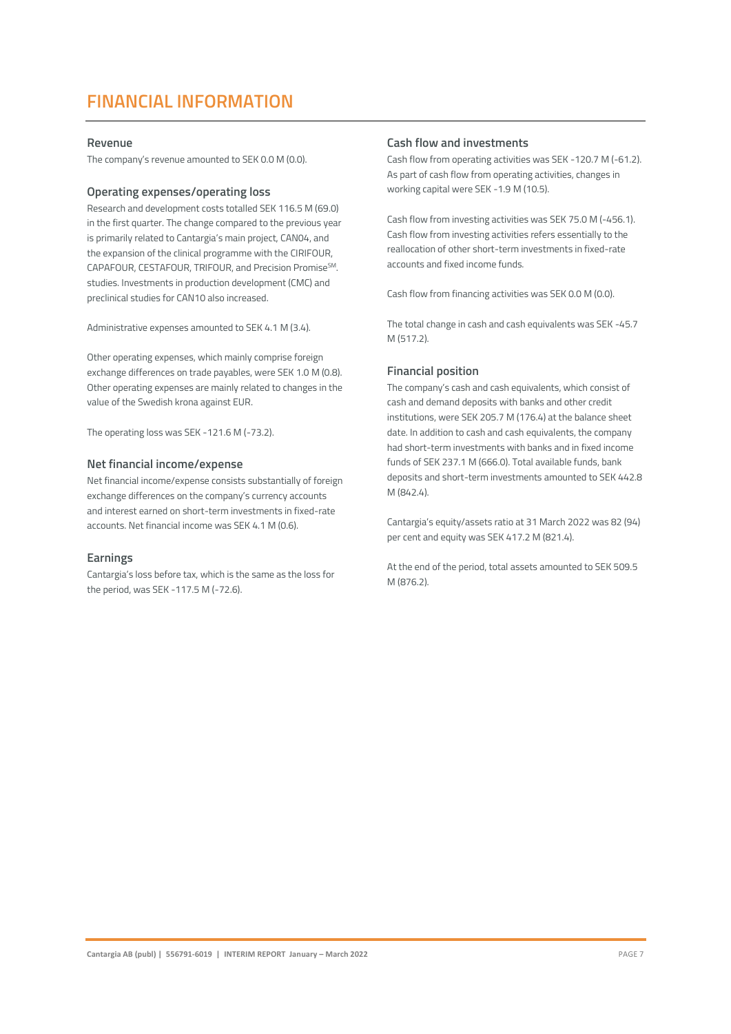# FINANCIAL INFORMATION

### Revenue

The company's revenue amounted to SEK 0.0 M (0.0).

### Operating expenses/operating loss

Research and development costs totalled SEK 116.5 M (69.0) in the first quarter. The change compared to the previous year is primarily related to Cantargia's main project, CAN04, and the expansion of the clinical programme with the CIRIFOUR, CAPAFOUR, CESTAFOUR, TRIFOUR, and Precision Promise[SM]. studies. Investments in production development (CMC) and preclinical studies for CAN10 also increased.

Administrative expenses amounted to SEK 4.1 M (3.4).

Other operating expenses, which mainly comprise foreign exchange differences on trade payables, were SEK 1.0 M (0.8). Other operating expenses are mainly related to changes in the value of the Swedish krona against EUR.

The operating loss was SEK -121.6 M (-73.2).

### Net financial income/expense

Net financial income/expense consists substantially of foreign exchange differences on the company's currency accounts and interest earned on short-term investments in fixed-rate accounts. Net financial income was SEK 4.1 M (0.6).

### Earnings

Cantargia's loss before tax, which is the same as the loss for the period, was SEK -117.5 M (-72.6).

### Cash flow and investments

Cash flow from operating activities was SEK -120.7 M (-61.2). As part of cash flow from operating activities, changes in working capital were SEK -1.9 M (10.5).

Cash flow from investing activities was SEK 75.0 M (-456.1). Cash flow from investing activities refers essentially to the reallocation of other short-term investments in fixed-rate accounts and fixed income funds.

Cash flow from financing activities was SEK 0.0 M (0.0).

The total change in cash and cash equivalents was SEK -45.7 M (517.2).

### Financial position

The company's cash and cash equivalents, which consist of cash and demand deposits with banks and other credit institutions, were SEK 205.7 M (176.4) at the balance sheet date. In addition to cash and cash equivalents, the company had short-term investments with banks and in fixed income funds of SEK 237.1 M (666.0). Total available funds, bank deposits and short-term investments amounted to SEK 442.8 M (842.4).

Cantargia's equity/assets ratio at 31 March 2022 was 82 (94) per cent and equity was SEK 417.2 M (821.4).

At the end of the period, total assets amounted to SEK 509.5 M (876.2).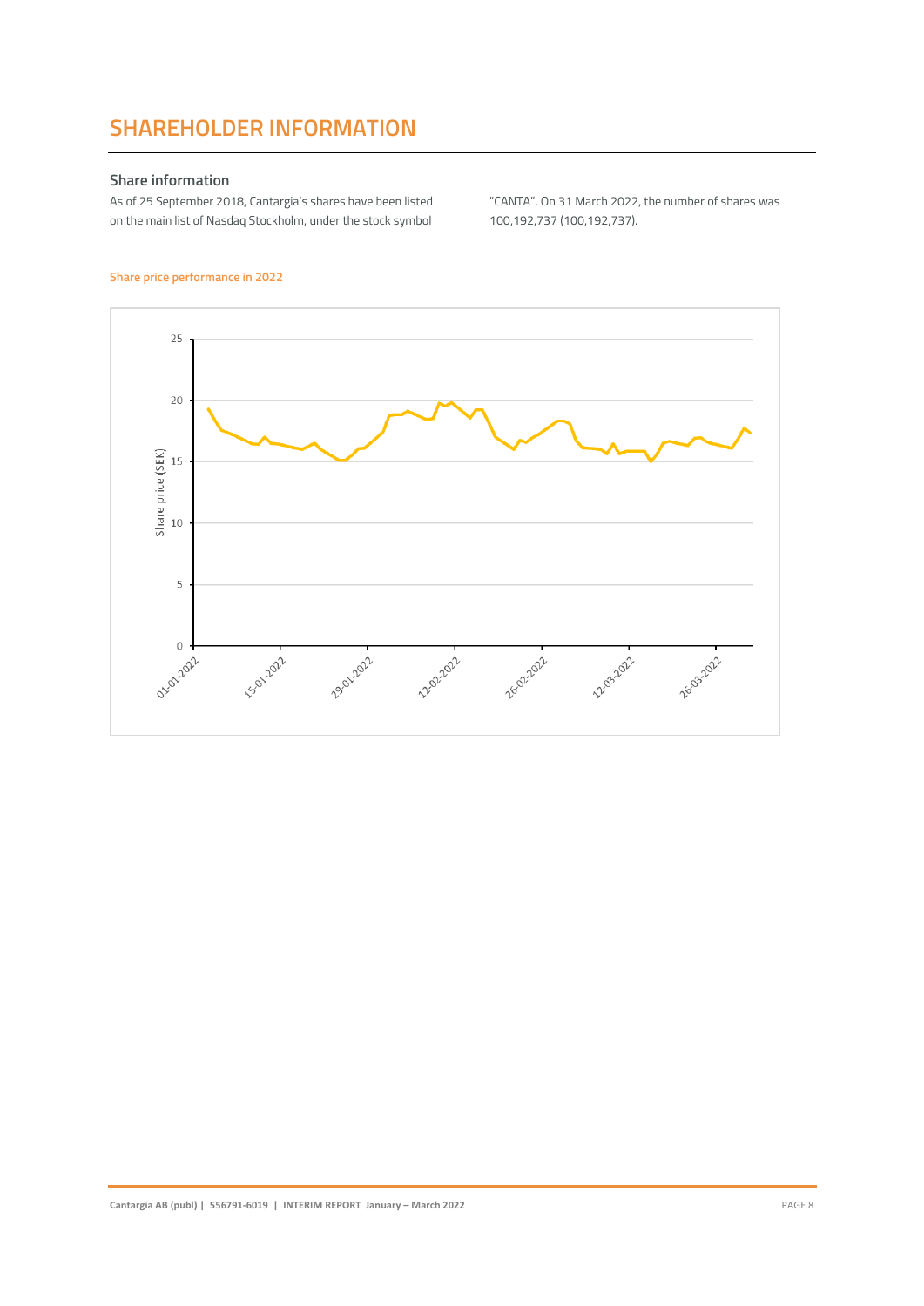# SHAREHOLDER INFORMATION

## Share information

As of 25 September 2018, Cantargia's shares have been listed on the main list of Nasdaq Stockholm, under the stock symbol "CANTA". On 31 March 2022, the number of shares was 100,192,737 (100,192,737).

Share price performance in 2022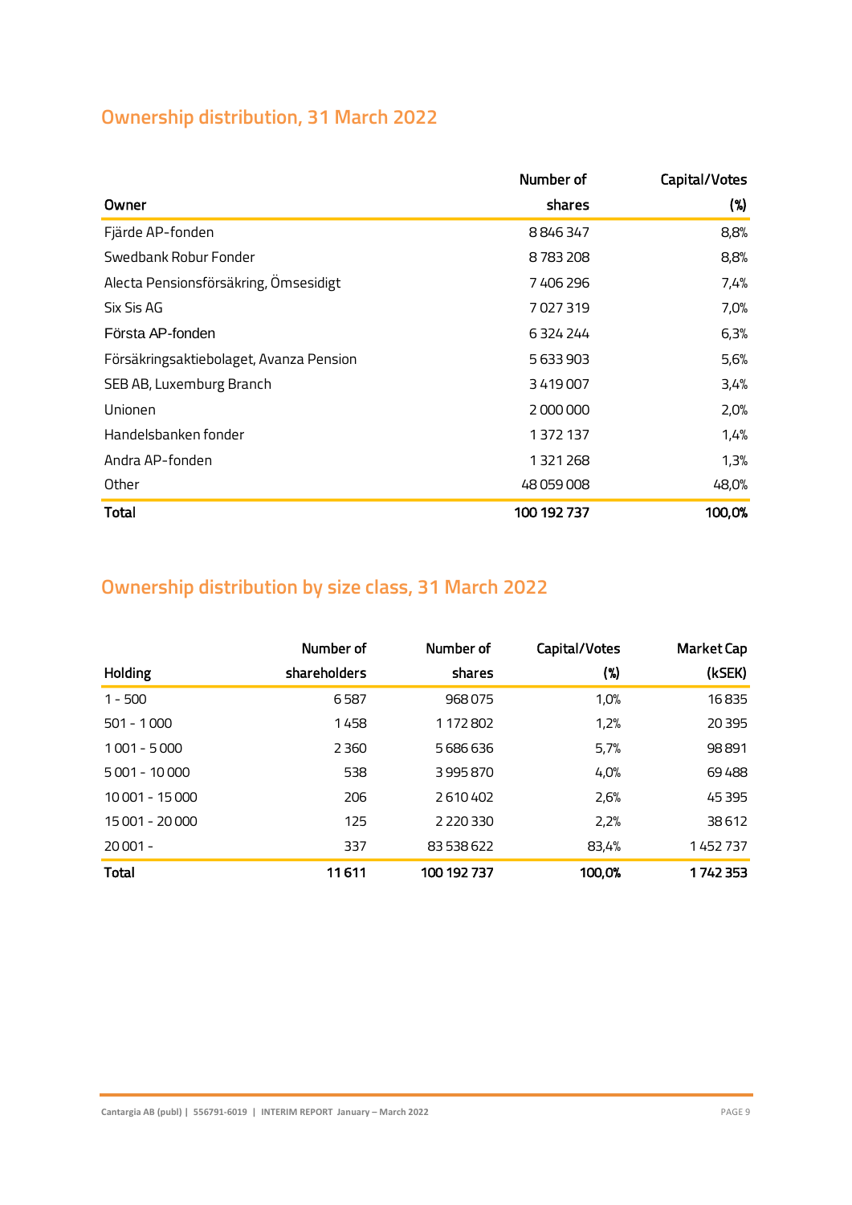## Ownership distribution, 31 March 2022

| Owner | Number of shares | Capital/Votes (%) |
|---|---|---|
| Fjärde AP-fonden | 8 846 347 | 8,8% |
| Swedbank Robur Fonder | 8 783 208 | 8,8% |
| Alecta Pensionsförsäkring, Ömsesidigt | 7 406 296 | 7,4% |
| Six Sis AG | 7 027 319 | 7,0% |
| Första AP-fonden | 6 324 244 | 6,3% |
| Försäkringsaktiebolaget, Avanza Pension | 5 633 903 | 5,6% |
| SEB AB, Luxemburg Branch | 3 419 007 | 3,4% |
| Unionen | 2 000 000 | 2,0% |
| Handelsbanken fonder | 1 372 137 | 1,4% |
| Andra AP-fonden | 1 321 268 | 1,3% |
| Other | 48 059 008 | 48,0% |
| **Total** | **100 192 737** | **100,0%** |

## Ownership distribution by size class, 31 March 2022

| Holding | Number of shareholders | Number of shares | Capital/Votes (%) | Market Cap (kSEK) |
|---|---|---|---|---|
| 1 - 500 | 6 587 | 968 075 | 1,0% | 16 835 |
| 501 - 1 000 | 1 458 | 1 172 802 | 1,2% | 20 395 |
| 1 001 - 5 000 | 2 360 | 5 686 636 | 5,7% | 98 891 |
| 5 001 - 10 000 | 538 | 3 995 870 | 4,0% | 69 488 |
| 10 001 - 15 000 | 206 | 2 610 402 | 2,6% | 45 395 |
| 15 001 - 20 000 | 125 | 2 220 330 | 2,2% | 38 612 |
| 20 001 - | 337 | 83 538 622 | 83,4% | 1 452 737 |
| **Total** | **11 611** | **100 192 737** | **100,0%** | **1 742 353** |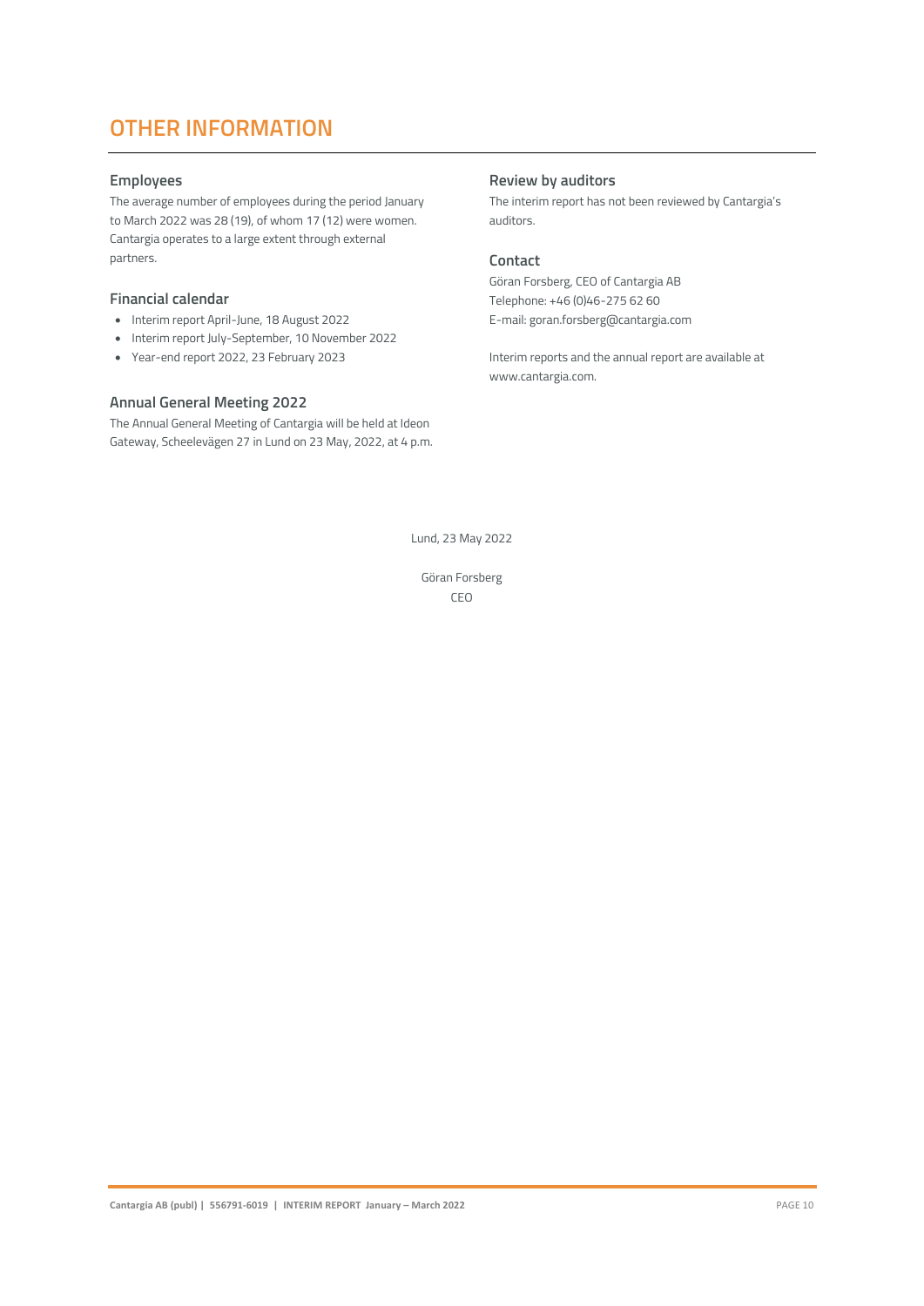# OTHER INFORMATION

## Employees

The average number of employees during the period January to March 2022 was 28 (19), of whom 17 (12) were women. Cantargia operates to a large extent through external partners.

## Financial calendar

- Interim report April-June, 18 August 2022
- Interim report July-September, 10 November 2022
- Year-end report 2022, 23 February 2023

## Annual General Meeting 2022

The Annual General Meeting of Cantargia will be held at Ideon Gateway, Scheelevägen 27 in Lund on 23 May, 2022, at 4 p.m.

## Review by auditors

The interim report has not been reviewed by Cantargia's auditors.

## Contact

Göran Forsberg, CEO of Cantargia AB
Telephone: +46 (0)46-275 62 60
E-mail: goran.forsberg@cantargia.com

Interim reports and the annual report are available at www.cantargia.com.

Lund, 23 May 2022

Göran Forsberg
CEO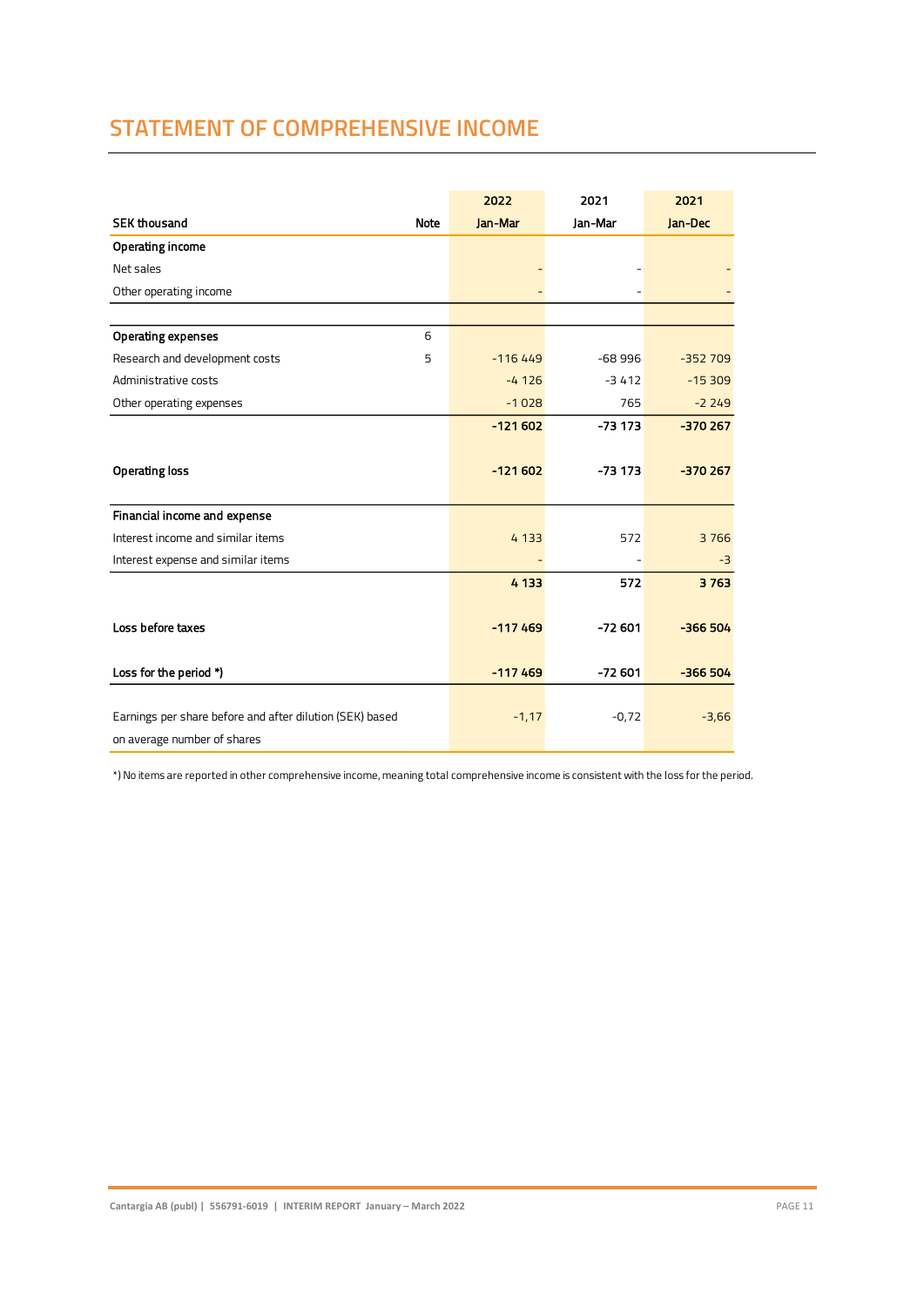# STATEMENT OF COMPREHENSIVE INCOME

| SEK thousand | Note | 2022<br>Jan-Mar | 2021<br>Jan-Mar | 2021<br>Jan-Dec |
|---|---|---|---|---|
| **Operating income** | | | | |
| Net sales | | - | - | - |
| Other operating income | | - | - | - |
| | | | | |
| **Operating expenses** | 6 | | | |
| Research and development costs | 5 | -116 449 | -68 996 | -352 709 |
| Administrative costs | | -4 126 | -3 412 | -15 309 |
| Other operating expenses | | -1 028 | 765 | -2 249 |
| | | **-121 602** | **-73 173** | **-370 267** |
| **Operating loss** | | **-121 602** | **-73 173** | **-370 267** |
| **Financial income and expense** | | | | |
| Interest income and similar items | | 4 133 | 572 | 3 766 |
| Interest expense and similar items | | - | - | -3 |
| | | **4 133** | **572** | **3 763** |
| **Loss before taxes** | | **-117 469** | **-72 601** | **-366 504** |
| **Loss for the period *)** | | **-117 469** | **-72 601** | **-366 504** |
| Earnings per share before and after dilution (SEK) based on average number of shares | | -1,17 | -0,72 | -3,66 |

*) No items are reported in other comprehensive income, meaning total comprehensive income is consistent with the loss for the period.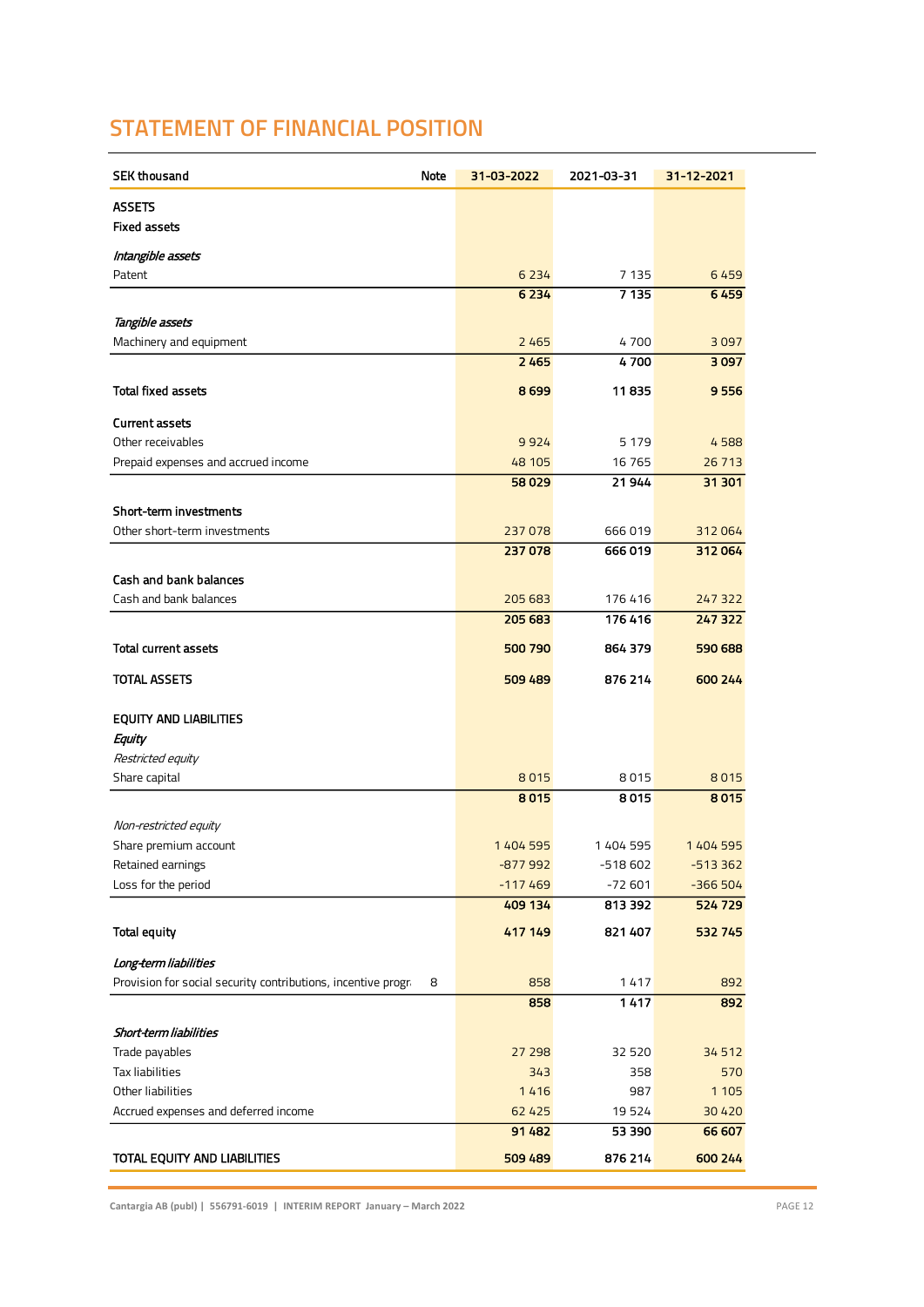# STATEMENT OF FINANCIAL POSITION

| SEK thousand | Note | 31-03-2022 | 2021-03-31 | 31-12-2021 |
|---|---|---|---|---|
| **ASSETS** | | | | |
| **Fixed assets** | | | | |
| *Intangible assets* | | | | |
| Patent | | 6 234 | 7 135 | 6 459 |
| | | **6 234** | **7 135** | **6 459** |
| *Tangible assets* | | | | |
| Machinery and equipment | | 2 465 | 4 700 | 3 097 |
| | | **2 465** | **4 700** | **3 097** |
| **Total fixed assets** | | **8 699** | **11 835** | **9 556** |
| **Current assets** | | | | |
| Other receivables | | 9 924 | 5 179 | 4 588 |
| Prepaid expenses and accrued income | | 48 105 | 16 765 | 26 713 |
| | | **58 029** | **21 944** | **31 301** |
| **Short-term investments** | | | | |
| Other short-term investments | | 237 078 | 666 019 | 312 064 |
| | | **237 078** | **666 019** | **312 064** |
| **Cash and bank balances** | | | | |
| Cash and bank balances | | 205 683 | 176 416 | 247 322 |
| | | **205 683** | **176 416** | **247 322** |
| **Total current assets** | | **500 790** | **864 379** | **590 688** |
| **TOTAL ASSETS** | | **509 489** | **876 214** | **600 244** |
| **EQUITY AND LIABILITIES** | | | | |
| ***Equity*** | | | | |
| *Restricted equity* | | | | |
| Share capital | | 8 015 | 8 015 | 8 015 |
| | | **8 015** | **8 015** | **8 015** |
| *Non-restricted equity* | | | | |
| Share premium account | | 1 404 595 | 1 404 595 | 1 404 595 |
| Retained earnings | | -877 992 | -518 602 | -513 362 |
| Loss for the period | | -117 469 | -72 601 | -366 504 |
| | | **409 134** | **813 392** | **524 729** |
| **Total equity** | | **417 149** | **821 407** | **532 745** |
| ***Long-term liabilities*** | | | | |
| Provision for social security contributions, incentive progr. | 8 | 858 | 1 417 | 892 |
| | | **858** | **1 417** | **892** |
| ***Short-term liabilities*** | | | | |
| Trade payables | | 27 298 | 32 520 | 34 512 |
| Tax liabilities | | 343 | 358 | 570 |
| Other liabilities | | 1 416 | 987 | 1 105 |
| Accrued expenses and deferred income | | 62 425 | 19 524 | 30 420 |
| | | **91 482** | **53 390** | **66 607** |
| **TOTAL EQUITY AND LIABILITIES** | | **509 489** | **876 214** | **600 244** |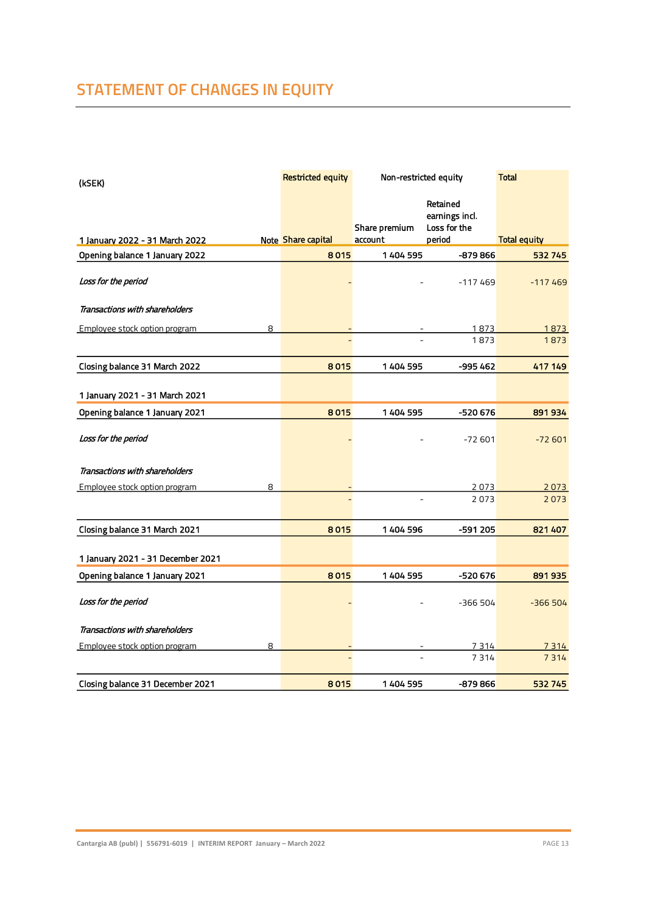# STATEMENT OF CHANGES IN EQUITY

| (kSEK) | | Restricted equity | Non-restricted equity | | Total |
|---|---|---|---|---|---|
| 1 January 2022 - 31 March 2022 | Note | Share capital | Share premium account | Retained earnings incl. Loss for the period | Total equity |
| **Opening balance 1 January 2022** | | **8 015** | **1 404 595** | **-879 866** | **532 745** |
| *Loss for the period* | | - | - | -117 469 | -117 469 |
| *Transactions with shareholders* | | | | | |
| Employee stock option program | 8 | - | - | 1 873 | 1 873 |
| | | - | - | 1 873 | 1 873 |
| **Closing balance 31 March 2022** | | **8 015** | **1 404 595** | **-995 462** | **417 149** |
| 1 January 2021 - 31 March 2021 | | | | | |
| **Opening balance 1 January 2021** | | **8 015** | **1 404 595** | **-520 676** | **891 934** |
| *Loss for the period* | | - | - | -72 601 | -72 601 |
| *Transactions with shareholders* | | | | | |
| Employee stock option program | 8 | - | | 2 073 | 2 073 |
| | | - | - | 2 073 | 2 073 |
| **Closing balance 31 March 2021** | | **8 015** | **1 404 596** | **-591 205** | **821 407** |
| 1 January 2021 - 31 December 2021 | | | | | |
| **Opening balance 1 January 2021** | | **8 015** | **1 404 595** | **-520 676** | **891 935** |
| *Loss for the period* | | - | - | -366 504 | -366 504 |
| *Transactions with shareholders* | | | | | |
| Employee stock option program | 8 | - | - | 7 314 | 7 314 |
| | | - | - | 7 314 | 7 314 |
| **Closing balance 31 December 2021** | | **8 015** | **1 404 595** | **-879 866** | **532 745** |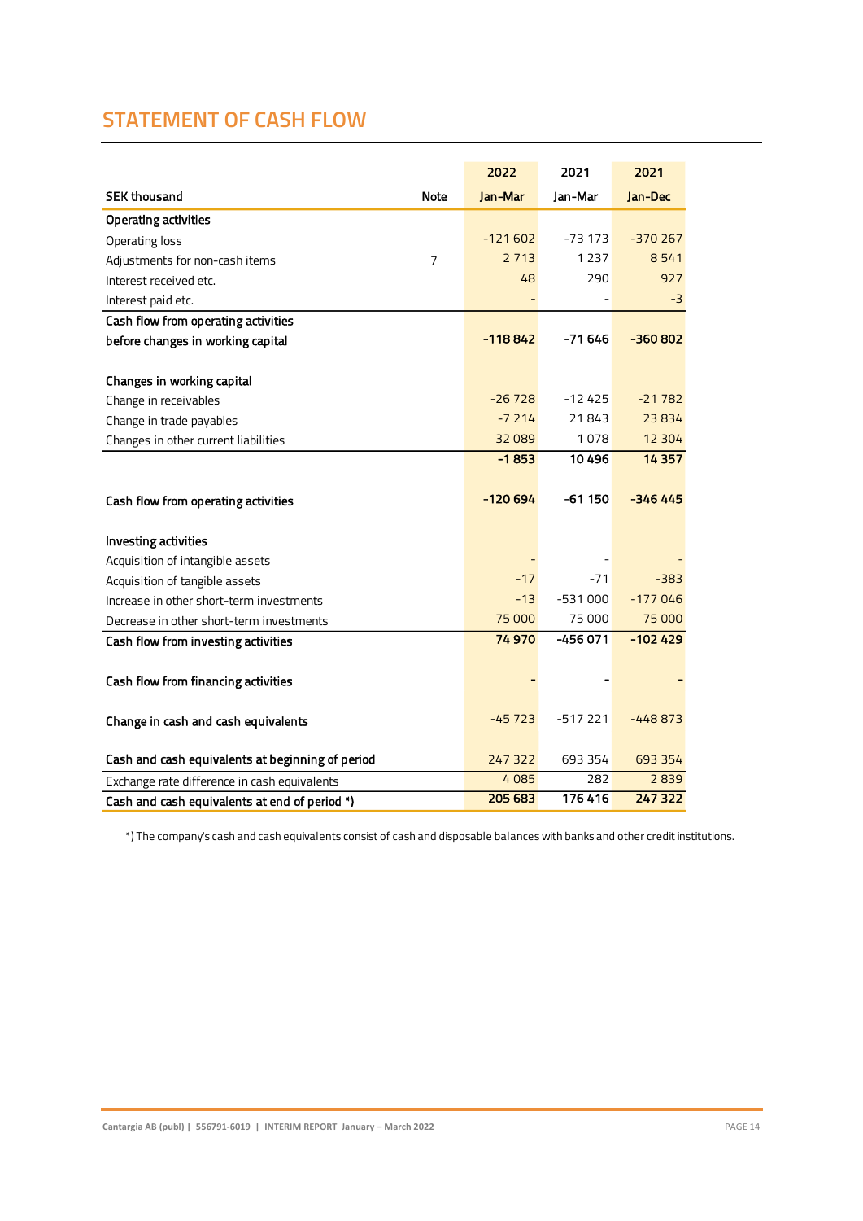# STATEMENT OF CASH FLOW

| SEK thousand | Note | 2022 Jan-Mar | 2021 Jan-Mar | 2021 Jan-Dec |
|---|---|---|---|---|
| **Operating activities** | | | | |
| Operating loss | | -121 602 | -73 173 | -370 267 |
| Adjustments for non-cash items | 7 | 2 713 | 1 237 | 8 541 |
| Interest received etc. | | 48 | 290 | 927 |
| Interest paid etc. | | - | - | -3 |
| **Cash flow from operating activities before changes in working capital** | | **-118 842** | **-71 646** | **-360 802** |
| | | | | |
| **Changes in working capital** | | | | |
| Change in receivables | | -26 728 | -12 425 | -21 782 |
| Change in trade payables | | -7 214 | 21 843 | 23 834 |
| Changes in other current liabilities | | 32 089 | 1 078 | 12 304 |
| | | **-1 853** | **10 496** | **14 357** |
| | | | | |
| **Cash flow from operating activities** | | **-120 694** | **-61 150** | **-346 445** |
| | | | | |
| **Investing activities** | | | | |
| Acquisition of intangible assets | | - | - | - |
| Acquisition of tangible assets | | -17 | -71 | -383 |
| Increase in other short-term investments | | -13 | -531 000 | -177 046 |
| Decrease in other short-term investments | | 75 000 | 75 000 | 75 000 |
| **Cash flow from investing activities** | | **74 970** | **-456 071** | **-102 429** |
| | | | | |
| **Cash flow from financing activities** | | **-** | **-** | **-** |
| | | | | |
| **Change in cash and cash equivalents** | | -45 723 | -517 221 | -448 873 |
| | | | | |
| **Cash and cash equivalents at beginning of period** | | 247 322 | 693 354 | 693 354 |
| Exchange rate difference in cash equivalents | | 4 085 | 282 | 2 839 |
| **Cash and cash equivalents at end of period \*)** | | **205 683** | **176 416** | **247 322** |

*) The company's cash and cash equivalents consist of cash and disposable balances with banks and other credit institutions.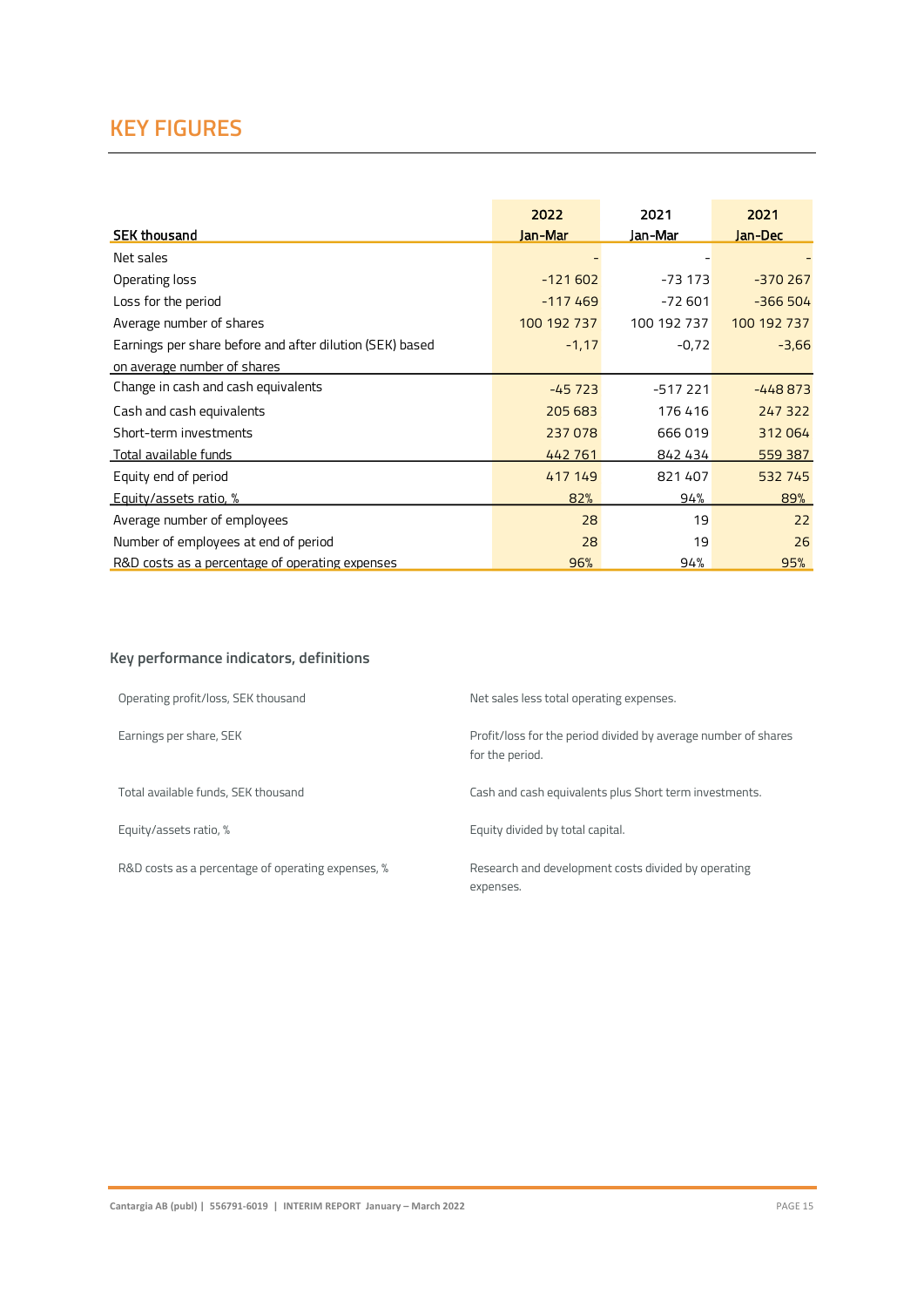# KEY FIGURES

| SEK thousand | 2022 Jan-Mar | 2021 Jan-Mar | 2021 Jan-Dec |
|---|---|---|---|
| Net sales | - | - | - |
| Operating loss | -121 602 | -73 173 | -370 267 |
| Loss for the period | -117 469 | -72 601 | -366 504 |
| Average number of shares | 100 192 737 | 100 192 737 | 100 192 737 |
| Earnings per share before and after dilution (SEK) based on average number of shares | -1,17 | -0,72 | -3,66 |
| Change in cash and cash equivalents | -45 723 | -517 221 | -448 873 |
| Cash and cash equivalents | 205 683 | 176 416 | 247 322 |
| Short-term investments | 237 078 | 666 019 | 312 064 |
| Total available funds | 442 761 | 842 434 | 559 387 |
| Equity end of period | 417 149 | 821 407 | 532 745 |
| Equity/assets ratio, % | 82% | 94% | 89% |
| Average number of employees | 28 | 19 | 22 |
| Number of employees at end of period | 28 | 19 | 26 |
| R&D costs as a percentage of operating expenses | 96% | 94% | 95% |

### Key performance indicators, definitions

| | |
|---|---|
| Operating profit/loss, SEK thousand | Net sales less total operating expenses. |
| Earnings per share, SEK | Profit/loss for the period divided by average number of shares for the period. |
| Total available funds, SEK thousand | Cash and cash equivalents plus Short term investments. |
| Equity/assets ratio, % | Equity divided by total capital. |
| R&D costs as a percentage of operating expenses, % | Research and development costs divided by operating expenses. |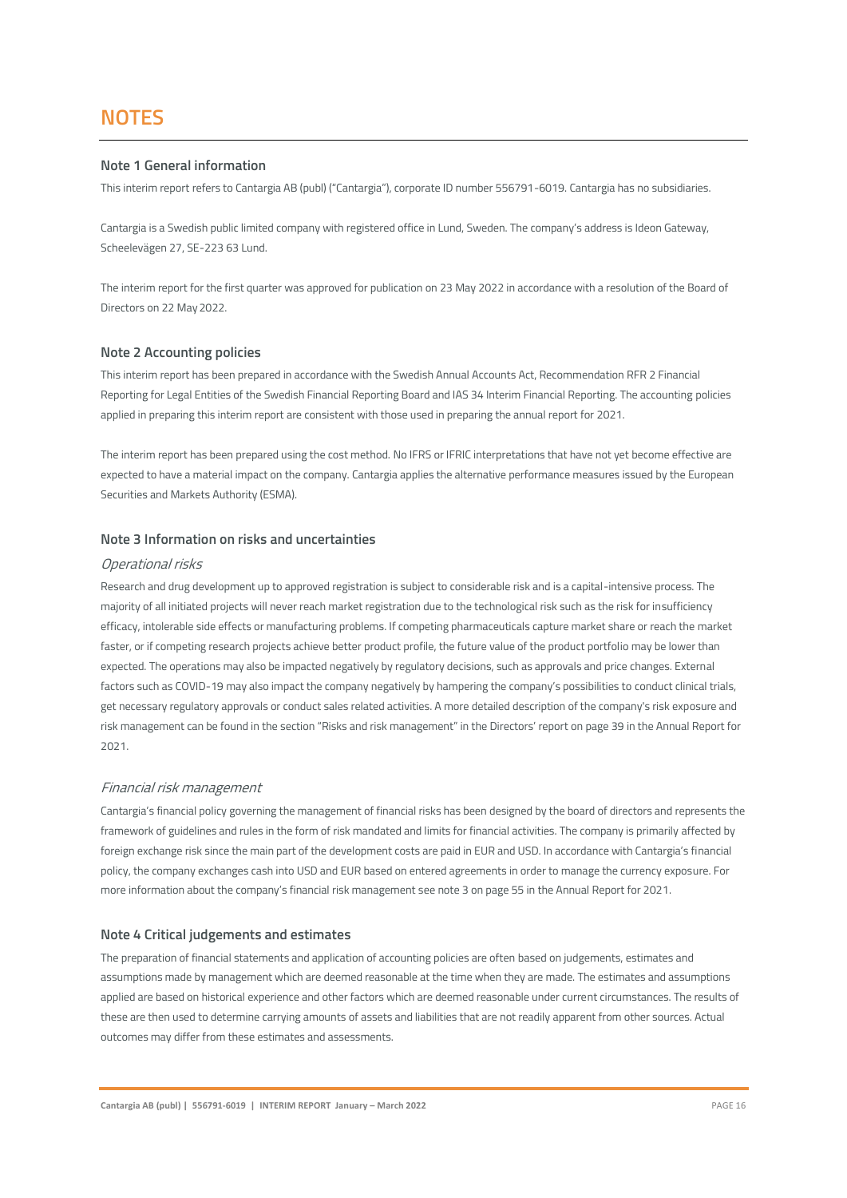# NOTES

## Note 1 General information

This interim report refers to Cantargia AB (publ) ("Cantargia"), corporate ID number 556791-6019. Cantargia has no subsidiaries.

Cantargia is a Swedish public limited company with registered office in Lund, Sweden. The company's address is Ideon Gateway, Scheelevägen 27, SE-223 63 Lund.

The interim report for the first quarter was approved for publication on 23 May 2022 in accordance with a resolution of the Board of Directors on 22 May 2022.

## Note 2 Accounting policies

This interim report has been prepared in accordance with the Swedish Annual Accounts Act, Recommendation RFR 2 Financial Reporting for Legal Entities of the Swedish Financial Reporting Board and IAS 34 Interim Financial Reporting. The accounting policies applied in preparing this interim report are consistent with those used in preparing the annual report for 2021.

The interim report has been prepared using the cost method. No IFRS or IFRIC interpretations that have not yet become effective are expected to have a material impact on the company. Cantargia applies the alternative performance measures issued by the European Securities and Markets Authority (ESMA).

## Note 3 Information on risks and uncertainties

*Operational risks*

Research and drug development up to approved registration is subject to considerable risk and is a capital-intensive process. The majority of all initiated projects will never reach market registration due to the technological risk such as the risk for insufficiency efficacy, intolerable side effects or manufacturing problems. If competing pharmaceuticals capture market share or reach the market faster, or if competing research projects achieve better product profile, the future value of the product portfolio may be lower than expected. The operations may also be impacted negatively by regulatory decisions, such as approvals and price changes. External factors such as COVID-19 may also impact the company negatively by hampering the company's possibilities to conduct clinical trials, get necessary regulatory approvals or conduct sales related activities. A more detailed description of the company's risk exposure and risk management can be found in the section "Risks and risk management" in the Directors' report on page 39 in the Annual Report for 2021.

*Financial risk management*

Cantargia's financial policy governing the management of financial risks has been designed by the board of directors and represents the framework of guidelines and rules in the form of risk mandated and limits for financial activities. The company is primarily affected by foreign exchange risk since the main part of the development costs are paid in EUR and USD. In accordance with Cantargia's financial policy, the company exchanges cash into USD and EUR based on entered agreements in order to manage the currency exposure. For more information about the company's financial risk management see note 3 on page 55 in the Annual Report for 2021.

## Note 4 Critical judgements and estimates

The preparation of financial statements and application of accounting policies are often based on judgements, estimates and assumptions made by management which are deemed reasonable at the time when they are made. The estimates and assumptions applied are based on historical experience and other factors which are deemed reasonable under current circumstances. The results of these are then used to determine carrying amounts of assets and liabilities that are not readily apparent from other sources. Actual outcomes may differ from these estimates and assessments.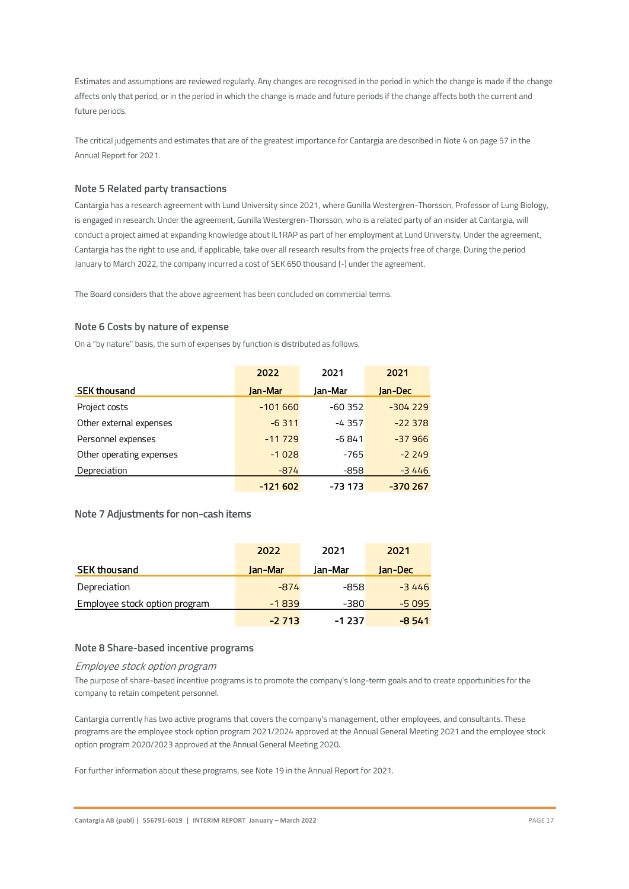Estimates and assumptions are reviewed regularly. Any changes are recognised in the period in which the change is made if the change affects only that period, or in the period in which the change is made and future periods if the change affects both the current and future periods.

The critical judgements and estimates that are of the greatest importance for Cantargia are described in Note 4 on page 57 in the Annual Report for 2021.

### Note 5 Related party transactions

Cantargia has a research agreement with Lund University since 2021, where Gunilla Westergren-Thorsson, Professor of Lung Biology, is engaged in research. Under the agreement, Gunilla Westergren-Thorsson, who is a related party of an insider at Cantargia, will conduct a project aimed at expanding knowledge about IL1RAP as part of her employment at Lund University. Under the agreement, Cantargia has the right to use and, if applicable, take over all research results from the projects free of charge. During the period January to March 2022, the company incurred a cost of SEK 650 thousand (-) under the agreement.

The Board considers that the above agreement has been concluded on commercial terms.

### Note 6 Costs by nature of expense

On a "by nature" basis, the sum of expenses by function is distributed as follows.

| | 2022 | 2021 | 2021 |
|---|---|---|---|
| **SEK thousand** | **Jan-Mar** | **Jan-Mar** | **Jan-Dec** |
| Project costs | -101 660 | -60 352 | -304 229 |
| Other external expenses | -6 311 | -4 357 | -22 378 |
| Personnel expenses | -11 729 | -6 841 | -37 966 |
| Other operating expenses | -1 028 | -765 | -2 249 |
| Depreciation | -874 | -858 | -3 446 |
| | **-121 602** | **-73 173** | **-370 267** |

### Note 7 Adjustments for non-cash items

| | 2022 | 2021 | 2021 |
|---|---|---|---|
| **SEK thousand** | **Jan-Mar** | **Jan-Mar** | **Jan-Dec** |
| Depreciation | -874 | -858 | -3 446 |
| Employee stock option program | -1 839 | -380 | -5 095 |
| | **-2 713** | **-1 237** | **-8 541** |

### Note 8 Share-based incentive programs

*Employee stock option program*

The purpose of share-based incentive programs is to promote the company's long-term goals and to create opportunities for the company to retain competent personnel.

Cantargia currently has two active programs that covers the company's management, other employees, and consultants. These programs are the employee stock option program 2021/2024 approved at the Annual General Meeting 2021 and the employee stock option program 2020/2023 approved at the Annual General Meeting 2020.

For further information about these programs, see Note 19 in the Annual Report for 2021.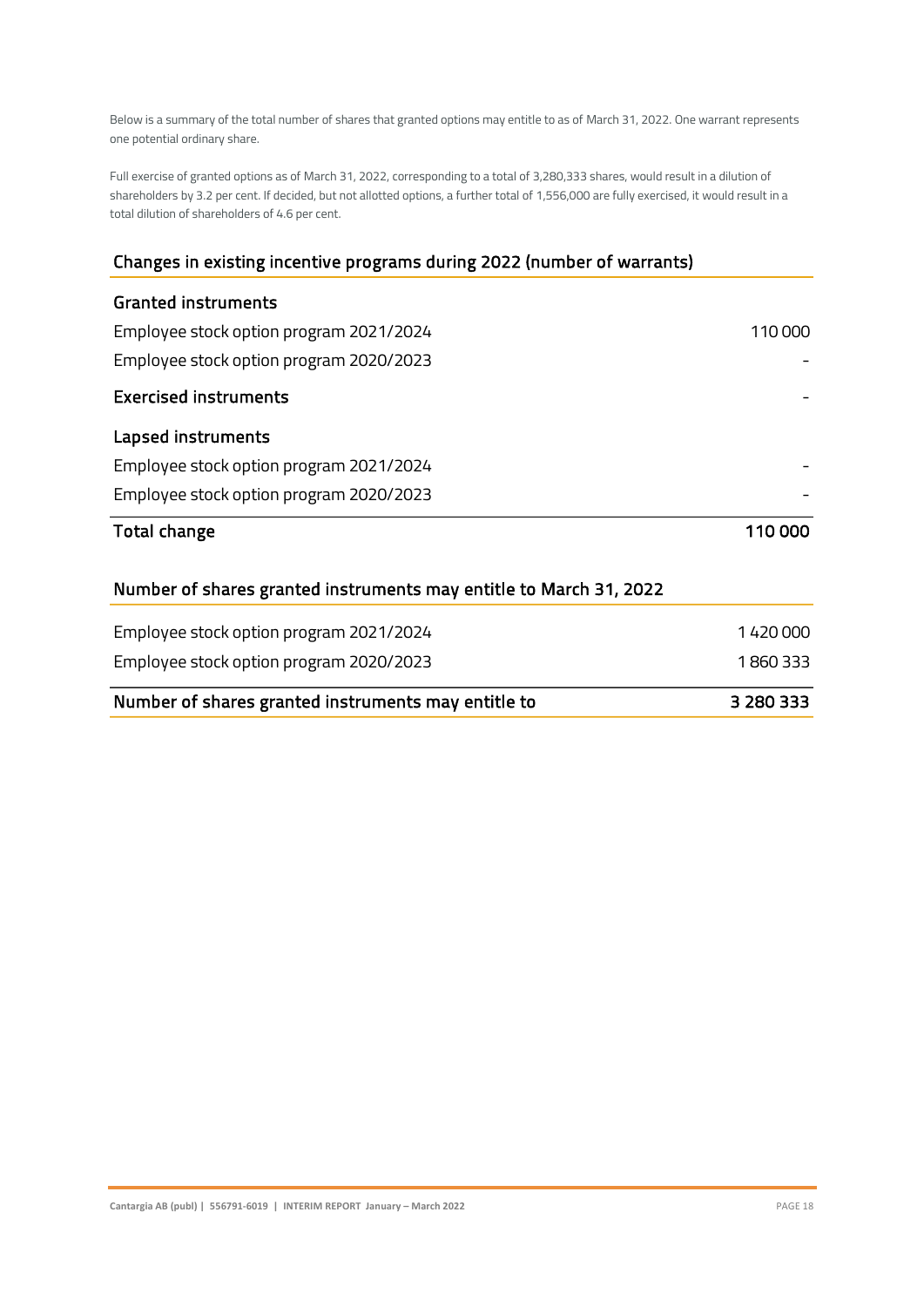Below is a summary of the total number of shares that granted options may entitle to as of March 31, 2022. One warrant represents one potential ordinary share.

Full exercise of granted options as of March 31, 2022, corresponding to a total of 3,280,333 shares, would result in a dilution of shareholders by 3.2 per cent. If decided, but not allotted options, a further total of 1,556,000 are fully exercised, it would result in a total dilution of shareholders of 4.6 per cent.

## Changes in existing incentive programs during 2022 (number of warrants)

| | |
|---|---|
| **Granted instruments** | |
| Employee stock option program 2021/2024 | 110 000 |
| Employee stock option program 2020/2023 | - |
| **Exercised instruments** | - |
| **Lapsed instruments** | |
| Employee stock option program 2021/2024 | - |
| Employee stock option program 2020/2023 | - |
| **Total change** | **110 000** |

## Number of shares granted instruments may entitle to March 31, 2022

| | |
|---|---|
| Employee stock option program 2021/2024 | 1 420 000 |
| Employee stock option program 2020/2023 | 1 860 333 |
| **Number of shares granted instruments may entitle to** | **3 280 333** |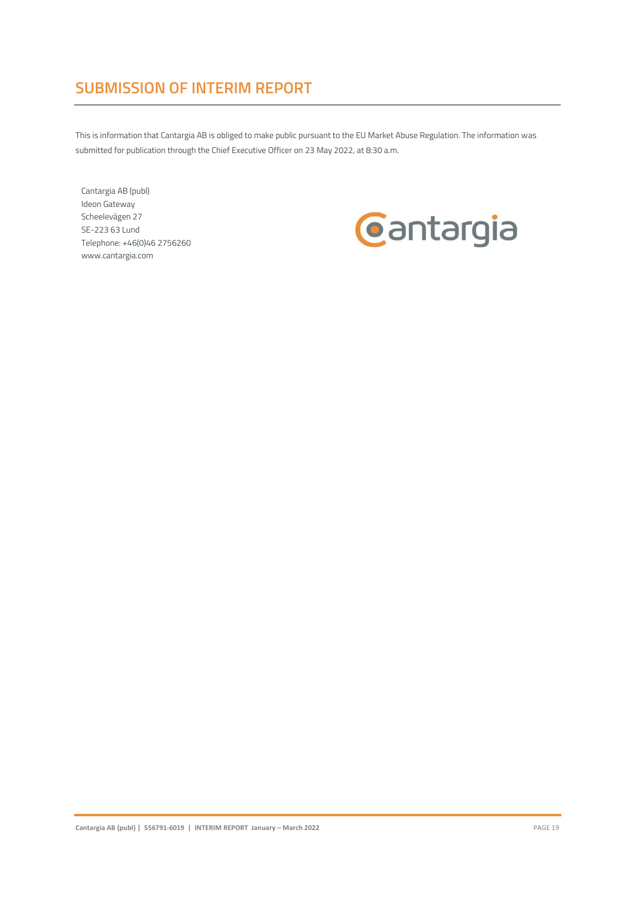## SUBMISSION OF INTERIM REPORT

This is information that Cantargia AB is obliged to make public pursuant to the EU Market Abuse Regulation. The information was submitted for publication through the Chief Executive Officer on 23 May 2022, at 8:30 a.m.

Cantargia AB (publ)
Ideon Gateway
Scheelevägen 27
SE-223 63 Lund
Telephone: +46(0)46 2756260
www.cantargia.com